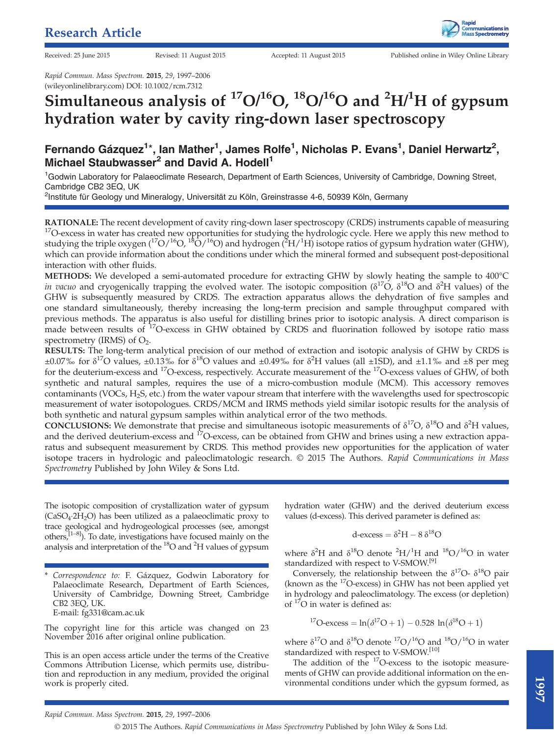Research Article

Received: 25 June 2015 Revised: 11 August 2015 Accepted: 11 August 2015 Published online in Wiley Online Library

*Rapid Commun. Mass Spectrom.* **2015**, *29*, 1997–2006
(wileyonlinelibrary.com) DOI: 10.1002/rcm.7312

# Simultaneous analysis of $^{17}O/^{16}O$, $^{18}O/^{16}O$ and $^{2}H/^{1}H$ of gypsum hydration water by cavity ring-down laser spectroscopy

**Fernando Gázquez[1]*, Ian Mather[1], James Rolfe[1], Nicholas P. Evans[1], Daniel Herwartz[2], Michael Staubwasser[2] and David A. Hodell[1]**

[1]Godwin Laboratory for Palaeoclimate Research, Department of Earth Sciences, University of Cambridge, Downing Street, Cambridge CB2 3EQ, UK

[2]Institute für Geology und Mineralogy, Universität zu Köln, Greinstrasse 4-6, 50939 Köln, Germany

**RATIONALE:** The recent development of cavity ring-down laser spectroscopy (CRDS) instruments capable of measuring $^{17}$O-excess in water has created new opportunities for studying the hydrologic cycle. Here we apply this new method to studying the triple oxygen ($^{17}O/^{16}O$, $^{18}O/^{16}O$) and hydrogen ($^{2}H/^{1}H$) isotope ratios of gypsum hydration water (GHW), which can provide information about the conditions under which the mineral formed and subsequent post-depositional interaction with other fluids.

**METHODS:** We developed a semi-automated procedure for extracting GHW by slowly heating the sample to 400°C *in vacuo* and cryogenically trapping the evolved water. The isotopic composition ($\delta^{17}$O, $\delta^{18}$O and $\delta^{2}$H values) of the GHW is subsequently measured by CRDS. The extraction apparatus allows the dehydration of five samples and one standard simultaneously, thereby increasing the long-term precision and sample throughput compared with previous methods. The apparatus is also useful for distilling brines prior to isotopic analysis. A direct comparison is made between results of $^{17}$O-excess in GHW obtained by CRDS and fluorination followed by isotope ratio mass spectrometry (IRMS) of $O_2$.

**RESULTS:** The long-term analytical precision of our method of extraction and isotopic analysis of GHW by CRDS is ±0.07‰ for $\delta^{17}$O values, ±0.13‰ for $\delta^{18}$O values and ±0.49‰ for $\delta^{2}$H values (all ±1SD), and ±1.1‰ and ±8 per meg for the deuterium-excess and $^{17}$O-excess, respectively. Accurate measurement of the $^{17}$O-excess values of GHW, of both synthetic and natural samples, requires the use of a micro-combustion module (MCM). This accessory removes contaminants (VOCs, $H_2S$, etc.) from the water vapour stream that interfere with the wavelengths used for spectroscopic measurement of water isotopologues. CRDS/MCM and IRMS methods yield similar isotopic results for the analysis of both synthetic and natural gypsum samples within analytical error of the two methods.

**CONCLUSIONS:** We demonstrate that precise and simultaneous isotopic measurements of $\delta^{17}$O, $\delta^{18}$O and $\delta^{2}$H values, and the derived deuterium-excess and $^{17}$O-excess, can be obtained from GHW and brines using a new extraction apparatus and subsequent measurement by CRDS. This method provides new opportunities for the application of water isotope tracers in hydrologic and paleoclimatologic research. © 2015 The Authors. *Rapid Communications in Mass Spectrometry* Published by John Wiley & Sons Ltd.

The isotopic composition of crystallization water of gypsum ($CaSO_4{\cdot}2H_2O$) has been utilized as a palaeoclimatic proxy to trace geological and hydrogeological processes (see, amongst others,[1–8]). To date, investigations have focused mainly on the analysis and interpretation of the $^{18}$O and $^{2}$H values of gypsum hydration water (GHW) and the derived deuterium excess values (d-excess). This derived parameter is defined as:

$$\text{d-excess} = \delta^{2}\text{H} - 8\,\delta^{18}\text{O}$$

where $\delta^{2}$H and $\delta^{18}$O denote $^{2}H/^{1}H$ and $^{18}O/^{16}O$ in water standardized with respect to V-SMOW.[9]

Conversely, the relationship between the $\delta^{17}$O- $\delta^{18}$O pair (known as the $^{17}$O-excess) in GHW has not been applied yet in hydrology and paleoclimatology. The excess (or depletion) of $^{17}$O in water is defined as:

$$^{17}\text{O-excess} = \ln\left(\delta^{17}\text{O} + 1\right) - 0.528\,\ln\left(\delta^{18}\text{O} + 1\right)$$

where $\delta^{17}$O and $\delta^{18}$O denote $^{17}O/^{16}O$ and $^{18}O/^{16}O$ in water standardized with respect to V-SMOW.[10]

The addition of the $^{17}$O-excess to the isotopic measurements of GHW can provide additional information on the environmental conditions under which the gypsum formed, as

\* *Correspondence to:* F. Gázquez, Godwin Laboratory for Palaeoclimate Research, Department of Earth Sciences, University of Cambridge, Downing Street, Cambridge CB2 3EQ, UK.
E-mail: fg331@cam.ac.uk

The copyright line for this article was changed on 23 November 2016 after original online publication.

This is an open access article under the terms of the Creative Commons Attribution License, which permits use, distribution and reproduction in any medium, provided the original work is properly cited.

© 2015 The Authors. *Rapid Communications in Mass Spectrometry* Published by John Wiley & Sons Ltd.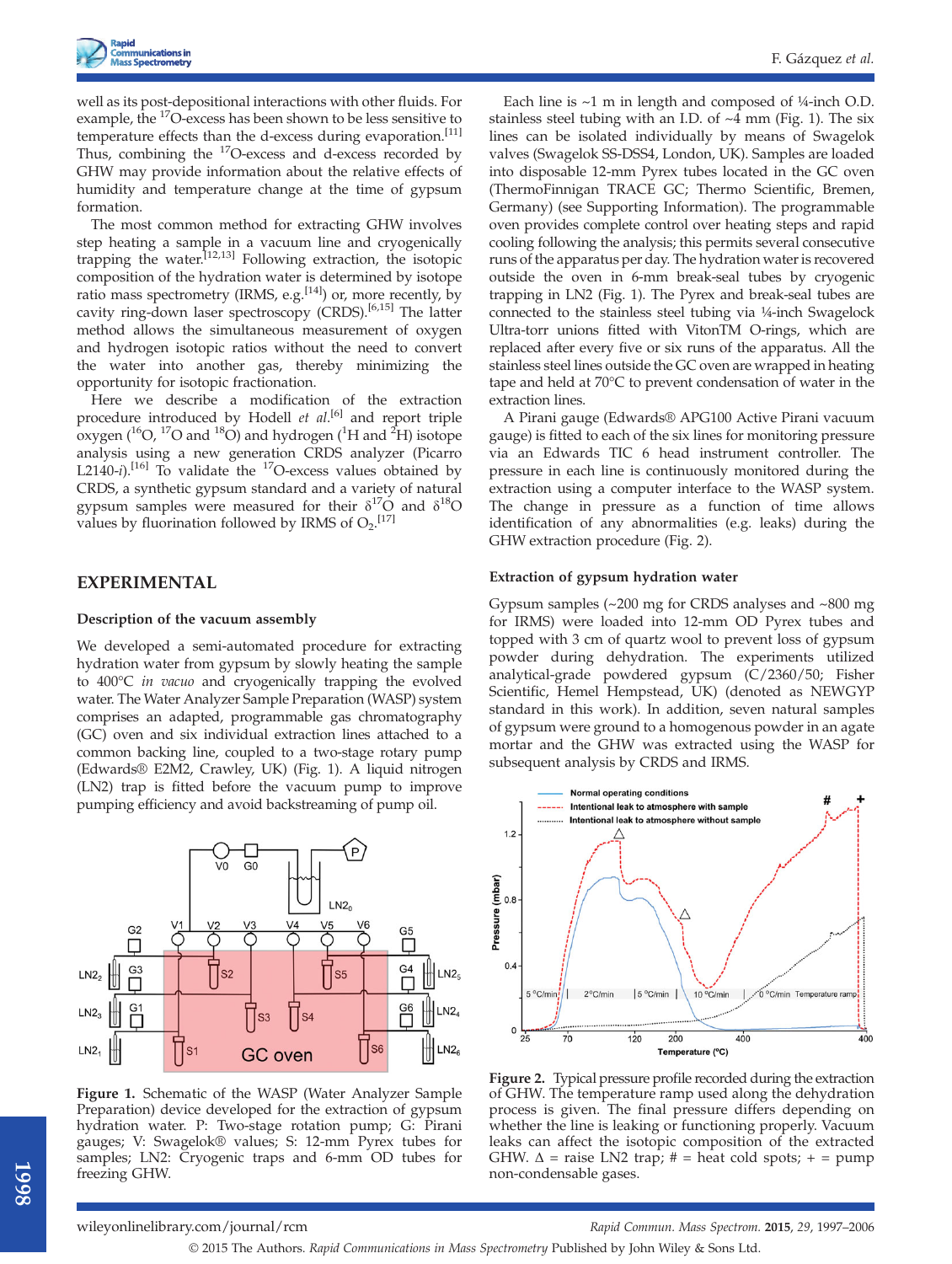well as its post-depositional interactions with other fluids. For example, the $^{17}$O-excess has been shown to be less sensitive to temperature effects than the d-excess during evaporation.[11] Thus, combining the $^{17}$O-excess and d-excess recorded by GHW may provide information about the relative effects of humidity and temperature change at the time of gypsum formation.

The most common method for extracting GHW involves step heating a sample in a vacuum line and cryogenically trapping the water.[12,13] Following extraction, the isotopic composition of the hydration water is determined by isotope ratio mass spectrometry (IRMS, e.g.[14]) or, more recently, by cavity ring-down laser spectroscopy (CRDS).[6,15] The latter method allows the simultaneous measurement of oxygen and hydrogen isotopic ratios without the need to convert the water into another gas, thereby minimizing the opportunity for isotopic fractionation.

Here we describe a modification of the extraction procedure introduced by Hodell *et al.*[6] and report triple oxygen ($^{16}$O, $^{17}$O and $^{18}$O) and hydrogen ($^{1}$H and $^{2}$H) isotope analysis using a new generation CRDS analyzer (Picarro L2140-*i*).[16] To validate the $^{17}$O-excess values obtained by CRDS, a synthetic gypsum standard and a variety of natural gypsum samples were measured for their $\delta^{17}$O and $\delta^{18}$O values by fluorination followed by IRMS of $O_2$.[17]

## EXPERIMENTAL

### Description of the vacuum assembly

We developed a semi-automated procedure for extracting hydration water from gypsum by slowly heating the sample to 400°C *in vacuo* and cryogenically trapping the evolved water. The Water Analyzer Sample Preparation (WASP) system comprises an adapted, programmable gas chromatography (GC) oven and six individual extraction lines attached to a common backing line, coupled to a two-stage rotary pump (Edwards® E2M2, Crawley, UK) (Fig. 1). A liquid nitrogen (LN2) trap is fitted before the vacuum pump to improve pumping efficiency and avoid backstreaming of pump oil.

**Figure 1.** Schematic of the WASP (Water Analyzer Sample Preparation) device developed for the extraction of gypsum hydration water. P: Two-stage rotation pump; G: Pirani gauges; V: Swagelok® values; S: 12-mm Pyrex tubes for samples; LN2: Cryogenic traps and 6-mm OD tubes for freezing GHW.

Each line is ~1 m in length and composed of ¼-inch O.D. stainless steel tubing with an I.D. of ~4 mm (Fig. 1). The six lines can be isolated individually by means of Swagelok valves (Swagelok SS-DSS4, London, UK). Samples are loaded into disposable 12-mm Pyrex tubes located in the GC oven (ThermoFinnigan TRACE GC; Thermo Scientific, Bremen, Germany) (see Supporting Information). The programmable oven provides complete control over heating steps and rapid cooling following the analysis; this permits several consecutive runs of the apparatus per day. The hydration water is recovered outside the oven in 6-mm break-seal tubes by cryogenic trapping in LN2 (Fig. 1). The Pyrex and break-seal tubes are connected to the stainless steel tubing via ¼-inch Swagelok Ultra-torr unions fitted with VitonTM O-rings, which are replaced after every five or six runs of the apparatus. All the stainless steel lines outside the GC oven are wrapped in heating tape and held at 70°C to prevent condensation of water in the extraction lines.

A Pirani gauge (Edwards® APG100 Active Pirani vacuum gauge) is fitted to each of the six lines for monitoring pressure via an Edwards TIC 6 head instrument controller. The pressure in each line is continuously monitored during the extraction using a computer interface to the WASP system. The change in pressure as a function of time allows identification of any abnormalities (e.g. leaks) during the GHW extraction procedure (Fig. 2).

### Extraction of gypsum hydration water

Gypsum samples (~200 mg for CRDS analyses and ~800 mg for IRMS) were loaded into 12-mm OD Pyrex tubes and topped with 3 cm of quartz wool to prevent loss of gypsum powder during dehydration. The experiments utilized analytical-grade powdered gypsum (C/2360/50; Fisher Scientific, Hemel Hempstead, UK) (denoted as NEWGYP standard in this work). In addition, seven natural samples of gypsum were ground to a homogenous powder in an agate mortar and the GHW was extracted using the WASP for subsequent analysis by CRDS and IRMS.

**Figure 2.** Typical pressure profile recorded during the extraction of GHW. The temperature ramp used along the dehydration process is given. The final pressure differs depending on whether the line is leaking or functioning properly. Vacuum leaks can affect the isotopic composition of the extracted GHW. Δ = raise LN2 trap; # = heat cold spots; + = pump non-condensable gases.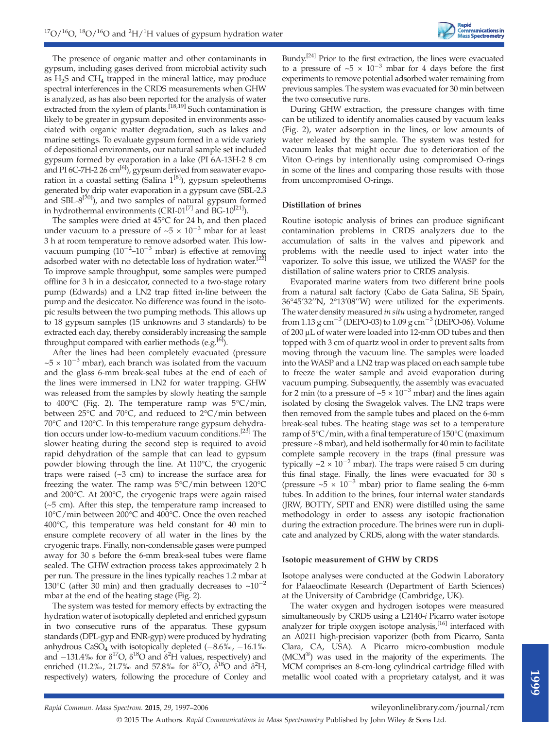The presence of organic matter and other contaminants in gypsum, including gases derived from microbial activity such as $H_2S$ and $CH_4$ trapped in the mineral lattice, may produce spectral interferences in the CRDS measurements when GHW is analyzed, as has also been reported for the analysis of water extracted from the xylem of plants.[18,19] Such contamination is likely to be greater in gypsum deposited in environments associated with organic matter degradation, such as lakes and marine settings. To evaluate gypsum formed in a wide variety of depositional environments, our natural sample set included gypsum formed by evaporation in a lake (PI 6A-13H-2 8 cm and PI 6C-7H-2 26 cm[6]), gypsum derived from seawater evaporation in a coastal setting (Salina 1[8]), gypsum speleothems generated by drip water evaporation in a gypsum cave (SBL-2.3 and SBL-8[20]), and two samples of natural gypsum formed in hydrothermal environments (CRI-01[7] and BG-10[21]).

The samples were dried at 45°C for 24 h, and then placed under vacuum to a pressure of ~$5 \times 10^{-3}$ mbar for at least 3 h at room temperature to remove adsorbed water. This low-vacuum pumping ($10^{-2}$–$10^{-3}$ mbar) is effective at removing adsorbed water with no detectable loss of hydration water.[22] To improve sample throughput, some samples were pumped offline for 3 h in a desiccator, connected to a two-stage rotary pump (Edwards) and a LN2 trap fitted in-line between the pump and the desiccator. No difference was found in the isotopic results between the two pumping methods. This allows up to 18 gypsum samples (15 unknowns and 3 standards) to be extracted each day, thereby considerably increasing the sample throughput compared with earlier methods (e.g.[6]).

After the lines had been completely evacuated (pressure ~$5 \times 10^{-3}$ mbar), each branch was isolated from the vacuum and the glass 6-mm break-seal tubes at the end of each of the lines were immersed in LN2 for water trapping. GHW was released from the samples by slowly heating the sample to 400°C (Fig. 2). The temperature ramp was 5°C/min, between 25°C and 70°C, and reduced to 2°C/min between 70°C and 120°C. In this temperature range gypsum dehydration occurs under low-to-medium vacuum conditions.[23] The slower heating during the second step is required to avoid rapid dehydration of the sample that can lead to gypsum powder blowing through the line. At 110°C, the cryogenic traps were raised (~3 cm) to increase the surface area for freezing the water. The ramp was 5°C/min between 120°C and 200°C. At 200°C, the cryogenic traps were again raised (~5 cm). After this step, the temperature ramp increased to 10°C/min between 200°C and 400°C. Once the oven reached 400°C, this temperature was held constant for 40 min to ensure complete recovery of all water in the lines by the cryogenic traps. Finally, non-condensable gases were pumped away for 30 s before the 6-mm break-seal tubes were flame sealed. The GHW extraction process takes approximately 2 h per run. The pressure in the lines typically reaches 1.2 mbar at 130°C (after 30 min) and then gradually decreases to ~$10^{-2}$ mbar at the end of the heating stage (Fig. 2).

The system was tested for memory effects by extracting the hydration water of isotopically depleted and enriched gypsum in two consecutive runs of the apparatus. These gypsum standards (DPL-gyp and ENR-gyp) were produced by hydrating anhydrous $CaSO_4$ with isotopically depleted (−8.6‰, −16.1‰ and −131.4‰ for $\delta^{17}O$, $\delta^{18}O$ and $\delta^{2}H$ values, respectively) and enriched (11.2‰, 21.7‰ and 57.8‰ for $\delta^{17}O$, $\delta^{18}O$ and $\delta^{2}H$, respectively) waters, following the procedure of Conley and Bundy.[24] Prior to the first extraction, the lines were evacuated to a pressure of ~$5 \times 10^{-3}$ mbar for 4 days before the first experiments to remove potential adsorbed water remaining from previous samples. The system was evacuated for 30 min between the two consecutive runs.

During GHW extraction, the pressure changes with time can be utilized to identify anomalies caused by vacuum leaks (Fig. 2), water adsorption in the lines, or low amounts of water released by the sample. The system was tested for vacuum leaks that might occur due to deterioration of the Viton O-rings by intentionally using compromised O-rings in some of the lines and comparing those results with those from uncompromised O-rings.

### Distillation of brines

Routine isotopic analysis of brines can produce significant contamination problems in CRDS analyzers due to the accumulation of salts in the valves and pipework and problems with the needle used to inject water into the vaporizer. To solve this issue, we utilized the WASP for the distillation of saline waters prior to CRDS analysis.

Evaporated marine waters from two different brine pools from a natural salt factory (Cabo de Gata Salina, SE Spain, 36°45′32′′N, 2°13′08′′W) were utilized for the experiments. The water density measured *in situ* using a hydrometer, ranged from 1.13 g cm$^{-3}$ (DEPO-03) to 1.09 g cm$^{-3}$ (DEPO-06). Volume of 200 μL of water were loaded into 12-mm OD tubes and then topped with 3 cm of quartz wool in order to prevent salts from moving through the vacuum line. The samples were loaded into the WASP and a LN2 trap was placed on each sample tube to freeze the water sample and avoid evaporation during vacuum pumping. Subsequently, the assembly was evacuated for 2 min (to a pressure of ~$5 \times 10^{-3}$ mbar) and the lines again isolated by closing the Swagelok valves. The LN2 traps were then removed from the sample tubes and placed on the 6-mm break-seal tubes. The heating stage was set to a temperature ramp of 5°C/min, with a final temperature of 150°C (maximum pressure ~8 mbar), and held isothermally for 40 min to facilitate complete sample recovery in the traps (final pressure was typically ~$2 \times 10^{-2}$ mbar). The traps were raised 5 cm during this final stage. Finally, the lines were evacuated for 30 s (pressure ~$5 \times 10^{-3}$ mbar) prior to flame sealing the 6-mm tubes. In addition to the brines, four internal water standards (JRW, BOTTY, SPIT and ENR) were distilled using the same methodology in order to assess any isotopic fractionation during the extraction procedure. The brines were run in duplicate and analyzed by CRDS, along with the water standards.

### Isotopic measurement of GHW by CRDS

Isotope analyses were conducted at the Godwin Laboratory for Palaeoclimate Research (Department of Earth Sciences) at the University of Cambridge (Cambridge, UK).

The water oxygen and hydrogen isotopes were measured simultaneously by CRDS using a L2140-*i* Picarro water isotope analyzer for triple oxygen isotope analysis,[16] interfaced with an A0211 high-precision vaporizer (both from Picarro, Santa Clara, CA, USA). A Picarro micro-combustion module (MCM®) was used in the majority of the experiments. The MCM comprises an 8-cm-long cylindrical cartridge filled with metallic wool coated with a proprietary catalyst, and it was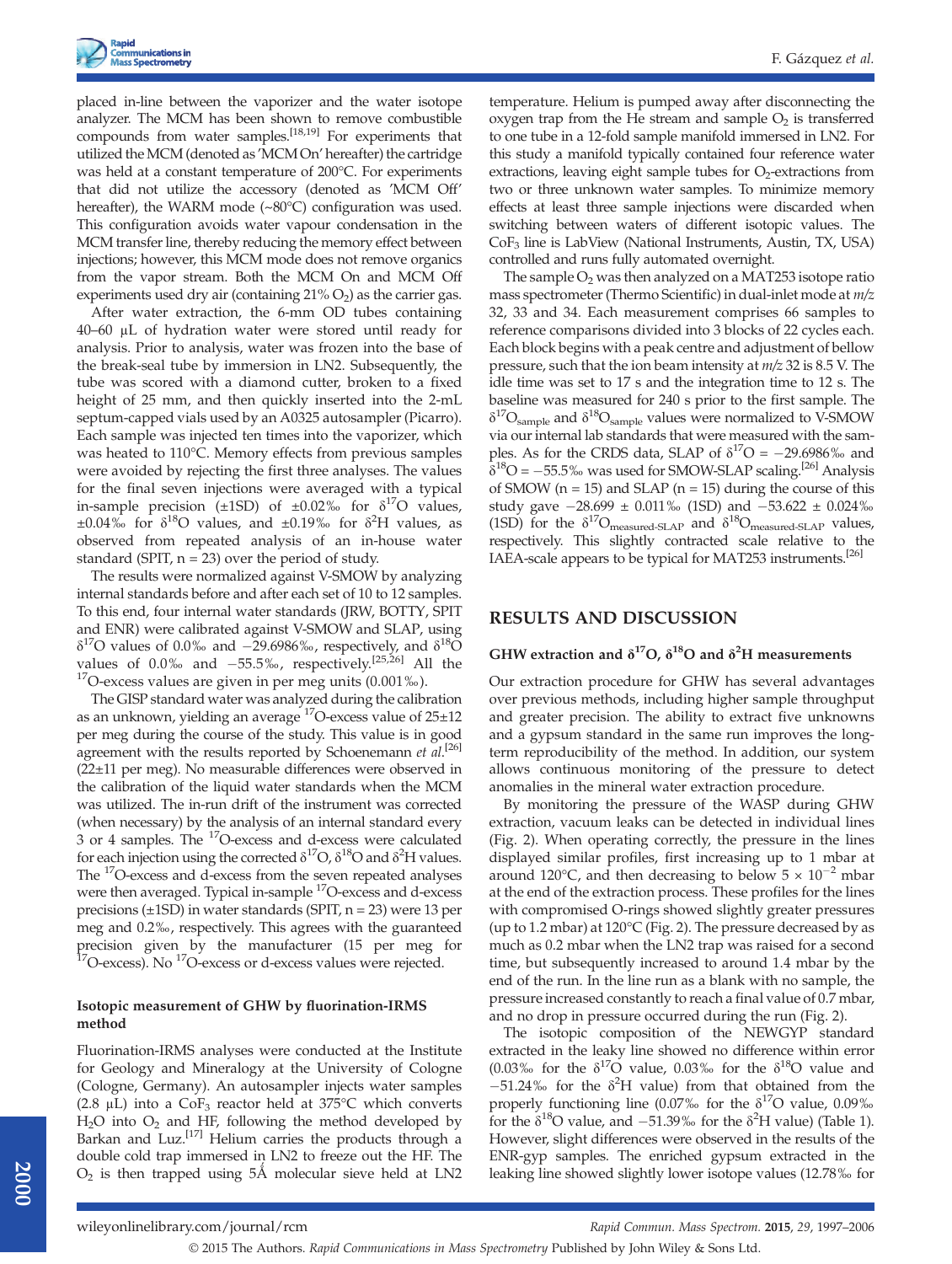placed in-line between the vaporizer and the water isotope analyzer. The MCM has been shown to remove combustible compounds from water samples.[18,19] For experiments that utilized the MCM (denoted as 'MCM On' hereafter) the cartridge was held at a constant temperature of 200°C. For experiments that did not utilize the accessory (denoted as 'MCM Off' hereafter), the WARM mode (~80°C) configuration was used. This configuration avoids water vapour condensation in the MCM transfer line, thereby reducing the memory effect between injections; however, this MCM mode does not remove organics from the vapor stream. Both the MCM On and MCM Off experiments used dry air (containing 21% $O_2$) as the carrier gas.

After water extraction, the 6-mm OD tubes containing 40–60 μL of hydration water were stored until ready for analysis. Prior to analysis, water was frozen into the base of the break-seal tube by immersion in LN2. Subsequently, the tube was scored with a diamond cutter, broken to a fixed height of 25 mm, and then quickly inserted into the 2-mL septum-capped vials used by an A0325 autosampler (Picarro). Each sample was injected ten times into the vaporizer, which was heated to 110°C. Memory effects from previous samples were avoided by rejecting the first three analyses. The values for the final seven injections were averaged with a typical in-sample precision (±1SD) of ±0.02‰ for $\delta^{17}$O values, ±0.04‰ for $\delta^{18}$O values, and ±0.19‰ for $\delta^{2}$H values, as observed from repeated analysis of an in-house water standard (SPIT, n = 23) over the period of study.

The results were normalized against V-SMOW by analyzing internal standards before and after each set of 10 to 12 samples. To this end, four internal water standards (JRW, BOTTY, SPIT and ENR) were calibrated against V-SMOW and SLAP, using $\delta^{17}$O values of 0.0‰ and −29.6986‰, respectively, and $\delta^{18}$O values of 0.0‰ and −55.5‰, respectively.[25,26] All the $^{17}$O-excess values are given in per meg units (0.001‰).

The GISP standard water was analyzed during the calibration as an unknown, yielding an average $^{17}$O-excess value of 25±12 per meg during the course of the study. This value is in good agreement with the results reported by Schoenemann *et al.*[26] (22±11 per meg). No measurable differences were observed in the calibration of the liquid water standards when the MCM was utilized. The in-run drift of the instrument was corrected (when necessary) by the analysis of an internal standard every 3 or 4 samples. The $^{17}$O-excess and d-excess were calculated for each injection using the corrected $\delta^{17}$O, $\delta^{18}$O and $\delta^{2}$H values. The $^{17}$O-excess and d-excess from the seven repeated analyses were then averaged. Typical in-sample $^{17}$O-excess and d-excess precisions (±1SD) in water standards (SPIT, n = 23) were 13 per meg and 0.2‰, respectively. This agrees with the guaranteed precision given by the manufacturer (15 per meg for $^{17}$O-excess). No $^{17}$O-excess or d-excess values were rejected.

#### Isotopic measurement of GHW by fluorination-IRMS method

Fluorination-IRMS analyses were conducted at the Institute for Geology and Mineralogy at the University of Cologne (Cologne, Germany). An autosampler injects water samples (2.8 μL) into a $CoF_3$ reactor held at 375°C which converts $H_2O$ into $O_2$ and HF, following the method developed by Barkan and Luz.[17] Helium carries the products through a double cold trap immersed in LN2 to freeze out the HF. The $O_2$ is then trapped using 5Å molecular sieve held at LN2 temperature. Helium is pumped away after disconnecting the oxygen trap from the He stream and sample $O_2$ is transferred to one tube in a 12-fold sample manifold immersed in LN2. For this study a manifold typically contained four reference water extractions, leaving eight sample tubes for $O_2$-extractions from two or three unknown water samples. To minimize memory effects at least three sample injections were discarded when switching between waters of different isotopic values. The $CoF_3$ line is LabView (National Instruments, Austin, TX, USA) controlled and runs fully automated overnight.

The sample $O_2$ was then analyzed on a MAT253 isotope ratio mass spectrometer (Thermo Scientific) in dual-inlet mode at *m/z* 32, 33 and 34. Each measurement comprises 66 samples to reference comparisons divided into 3 blocks of 22 cycles each. Each block begins with a peak centre and adjustment of bellow pressure, such that the ion beam intensity at *m/z* 32 is 8.5 V. The idle time was set to 17 s and the integration time to 12 s. The baseline was measured for 240 s prior to the first sample. The $\delta^{17}O_{sample}$ and $\delta^{18}O_{sample}$ values were normalized to V-SMOW via our internal lab standards that were measured with the samples. As for the CRDS data, SLAP of $\delta^{17}$O = −29.6986‰ and $\delta^{18}$O = −55.5‰ was used for SMOW-SLAP scaling.[26] Analysis of SMOW (n = 15) and SLAP (n = 15) during the course of this study gave −28.699 ± 0.011‰ (1SD) and −53.622 ± 0.024‰ (1SD) for the $\delta^{17}O_{measured\text{-}SLAP}$ and $\delta^{18}O_{measured\text{-}SLAP}$ values, respectively. This slightly contracted scale relative to the IAEA-scale appears to be typical for MAT253 instruments.[26]

## RESULTS AND DISCUSSION

### GHW extraction and $\delta^{17}$O, $\delta^{18}$O and $\delta^{2}$H measurements

Our extraction procedure for GHW has several advantages over previous methods, including higher sample throughput and greater precision. The ability to extract five unknowns and a gypsum standard in the same run improves the long-term reproducibility of the method. In addition, our system allows continuous monitoring of the pressure to detect anomalies in the mineral water extraction procedure.

By monitoring the pressure of the WASP during GHW extraction, vacuum leaks can be detected in individual lines (Fig. 2). When operating correctly, the pressure in the lines displayed similar profiles, first increasing up to 1 mbar at around 120°C, and then decreasing to below 5 × 10$^{-2}$ mbar at the end of the extraction process. These profiles for the lines with compromised O-rings showed slightly greater pressures (up to 1.2 mbar) at 120°C (Fig. 2). The pressure decreased by as much as 0.2 mbar when the LN2 trap was raised for a second time, but subsequently increased to around 1.4 mbar by the end of the run. In the line run as a blank with no sample, the pressure increased constantly to reach a final value of 0.7 mbar, and no drop in pressure occurred during the run (Fig. 2).

The isotopic composition of the NEWGYP standard extracted in the leaky line showed no difference within error (0.03‰ for the $\delta^{17}$O value, 0.03‰ for the $\delta^{18}$O value and −51.24‰ for the $\delta^{2}$H value) from that obtained from the properly functioning line (0.07‰ for the $\delta^{17}$O value, 0.09‰ for the $\delta^{18}$O value, and −51.39‰ for the $\delta^{2}$H value) (Table 1). However, slight differences were observed in the results of the ENR-gyp samples. The enriched gypsum extracted in the leaking line showed slightly lower isotope values (12.78‰ for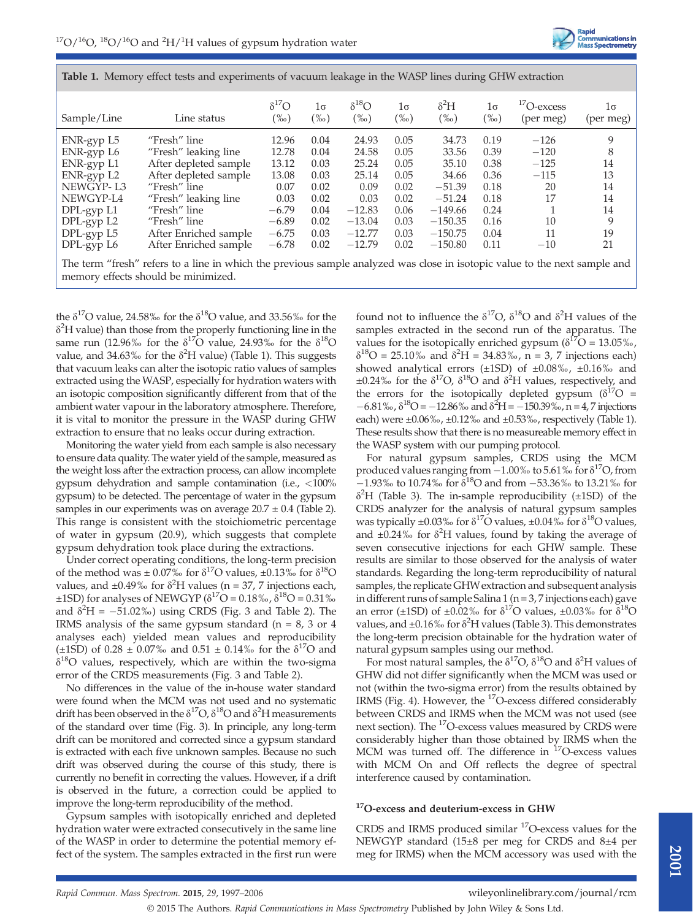**Table 1.** Memory effect tests and experiments of vacuum leakage in the WASP lines during GHW extraction

| Sample/Line | Line status | $\delta^{17}$O (‰) | 1σ (‰) | $\delta^{18}$O (‰) | 1σ (‰) | $\delta^{2}$H (‰) | 1σ (‰) | $^{17}$O-excess (per meg) | 1σ (per meg) |
|---|---|---|---|---|---|---|---|---|---|
| ENR-gyp L5 | "Fresh" line | 12.96 | 0.04 | 24.93 | 0.05 | 34.73 | 0.19 | −126 | 9 |
| ENR-gyp L6 | "Fresh" leaking line | 12.78 | 0.04 | 24.58 | 0.05 | 33.56 | 0.39 | −120 | 8 |
| ENR-gyp L1 | After depleted sample | 13.12 | 0.03 | 25.24 | 0.05 | 35.10 | 0.38 | −125 | 14 |
| ENR-gyp L2 | After depleted sample | 13.08 | 0.03 | 25.14 | 0.05 | 34.66 | 0.36 | −115 | 13 |
| NEWGYP- L3 | "Fresh" line | 0.07 | 0.02 | 0.09 | 0.02 | −51.39 | 0.18 | 20 | 14 |
| NEWGYP-L4 | "Fresh" leaking line | 0.03 | 0.02 | 0.03 | 0.02 | −51.24 | 0.18 | 17 | 14 |
| DPL-gyp L1 | "Fresh" line | −6.79 | 0.04 | −12.83 | 0.06 | −149.66 | 0.24 | 1 | 14 |
| DPL-gyp L2 | "Fresh" line | −6.89 | 0.02 | −13.04 | 0.03 | −150.35 | 0.16 | 10 | 9 |
| DPL-gyp L5 | After Enriched sample | −6.75 | 0.03 | −12.77 | 0.03 | −150.75 | 0.04 | 11 | 19 |
| DPL-gyp L6 | After Enriched sample | −6.78 | 0.02 | −12.79 | 0.02 | −150.80 | 0.11 | −10 | 21 |

The term "fresh" refers to a line in which the previous sample analyzed was close in isotopic value to the next sample and memory effects should be minimized.

the $\delta^{17}$O value, 24.58‰ for the $\delta^{18}$O value, and 33.56‰ for the $\delta^{2}$H value) than those from the properly functioning line in the same run (12.96‰ for the $\delta^{17}$O value, 24.93‰ for the $\delta^{18}$O value, and 34.63‰ for the $\delta^{2}$H value) (Table 1). This suggests that vacuum leaks can alter the isotopic ratio values of samples extracted using the WASP, especially for hydration waters with an isotopic composition significantly different from that of the ambient water vapour in the laboratory atmosphere. Therefore, it is vital to monitor the pressure in the WASP during GHW extraction to ensure that no leaks occur during extraction.

Monitoring the water yield from each sample is also necessary to ensure data quality. The water yield of the sample, measured as the weight loss after the extraction process, can allow incomplete gypsum dehydration and sample contamination (i.e., <100% gypsum) to be detected. The percentage of water in the gypsum samples in our experiments was on average 20.7 ± 0.4 (Table 2). This range is consistent with the stoichiometric percentage of water in gypsum (20.9), which suggests that complete gypsum dehydration took place during the extractions.

Under correct operating conditions, the long-term precision of the method was ± 0.07‰ for $\delta^{17}$O values, ±0.13‰ for $\delta^{18}$O values, and ±0.49‰ for $\delta^{2}$H values (n = 37, 7 injections each, ±1SD) for analyses of NEWGYP ($\delta^{17}$O = 0.18‰, $\delta^{18}$O = 0.31‰ and $\delta^{2}$H = −51.02‰) using CRDS (Fig. 3 and Table 2). The IRMS analysis of the same gypsum standard (n = 8, 3 or 4 analyses each) yielded mean values and reproducibility (±1SD) of 0.28 ± 0.07‰ and 0.51 ± 0.14‰ for the $\delta^{17}$O and $\delta^{18}$O values, respectively, which are within the two-sigma error of the CRDS measurements (Fig. 3 and Table 2).

No differences in the value of the in-house water standard were found when the MCM was not used and no systematic drift has been observed in the $\delta^{17}$O, $\delta^{18}$O and $\delta^{2}$H measurements of the standard over time (Fig. 3). In principle, any long-term drift can be monitored and corrected since a gypsum standard is extracted with each five unknown samples. Because no such drift was observed during the course of this study, there is currently no benefit in correcting the values. However, if a drift is observed in the future, a correction could be applied to improve the long-term reproducibility of the method.

Gypsum samples with isotopically enriched and depleted hydration water were extracted consecutively in the same line of the WASP in order to determine the potential memory effect of the system. The samples extracted in the first run were found not to influence the $\delta^{17}$O, $\delta^{18}$O and $\delta^{2}$H values of the samples extracted in the second run of the apparatus. The values for the isotopically enriched gypsum ($\delta^{17}$O = 13.05‰, $\delta^{18}$O = 25.10‰ and $\delta^{2}$H = 34.83‰, n = 3, 7 injections each) showed analytical errors (±1SD) of ±0.08‰, ±0.16‰ and ±0.24‰ for the $\delta^{17}$O, $\delta^{18}$O and $\delta^{2}$H values, respectively, and the errors for the isotopically depleted gypsum ($\delta^{17}$O = −6.81‰, $\delta^{18}$O = −12.86‰ and $\delta^{2}$H = −150.39‰, n = 4, 7 injections each) were ±0.06‰, ±0.12‰ and ±0.53‰, respectively (Table 1). These results show that there is no measureable memory effect in the WASP system with our pumping protocol.

For natural gypsum samples, CRDS using the MCM produced values ranging from −1.00‰ to 5.61‰ for $\delta^{17}$O, from −1.93‰ to 10.74‰ for $\delta^{18}$O and from −53.36‰ to 13.21‰ for $\delta^{2}$H (Table 3). The in-sample reproducibility (±1SD) of the CRDS analyzer for the analysis of natural gypsum samples was typically ±0.03‰ for $\delta^{17}$O values, ±0.04‰ for $\delta^{18}$O values, and ±0.24‰ for $\delta^{2}$H values, found by taking the average of seven consecutive injections for each GHW sample. These results are similar to those observed for the analysis of water standards. Regarding the long-term reproducibility of natural samples, the replicate GHW extraction and subsequent analysis in different runs of sample Salina 1 (n = 3, 7 injections each) gave an error (±1SD) of ±0.02‰ for $\delta^{17}$O values, ±0.03‰ for $\delta^{18}$O values, and ±0.16‰ for $\delta^{2}$H values (Table 3). This demonstrates the long-term precision obtainable for the hydration water of natural gypsum samples using our method.

For most natural samples, the $\delta^{17}$O, $\delta^{18}$O and $\delta^{2}$H values of GHW did not differ significantly when the MCM was used or not (within the two-sigma error) from the results obtained by IRMS (Fig. 4). However, the $^{17}$O-excess differed considerably between CRDS and IRMS when the MCM was not used (see next section). The $^{17}$O-excess values measured by CRDS were considerably higher than those obtained by IRMS when the MCM was turned off. The difference in $^{17}$O-excess values with MCM On and Off reflects the degree of spectral interference caused by contamination.

### $^{17}$O-excess and deuterium-excess in GHW

CRDS and IRMS produced similar $^{17}$O-excess values for the NEWGYP standard (15±8 per meg for CRDS and 8±4 per meg for IRMS) when the MCM accessory was used with the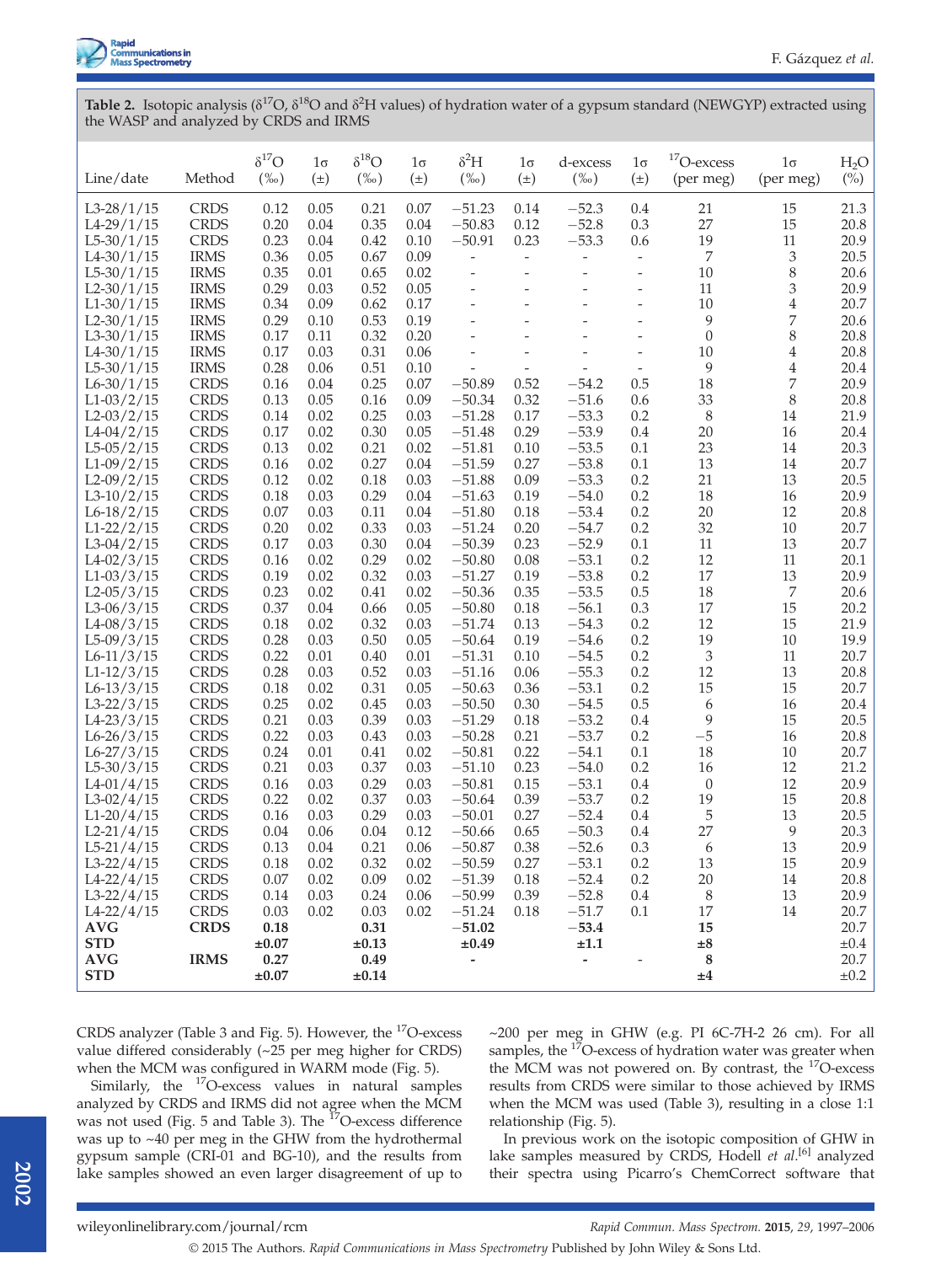**Table 2.** Isotopic analysis ($\delta^{17}O$, $\delta^{18}O$ and $\delta^{2}H$ values) of hydration water of a gypsum standard (NEWGYP) extracted using the WASP and analyzed by CRDS and IRMS

| Line/date | Method | $\delta^{17}O$ (‰) | 1σ (±) | $\delta^{18}O$ (‰) | 1σ (±) | $\delta^{2}H$ (‰) | 1σ (±) | d-excess (‰) | 1σ (±) | $^{17}O$-excess (per meg) | 1σ (per meg) | $H_2O$ (%) |
|---|---|---|---|---|---|---|---|---|---|---|---|---|
| L3-28/1/15 | CRDS | 0.12 | 0.05 | 0.21 | 0.07 | −51.23 | 0.14 | −52.3 | 0.4 | 21 | 15 | 21.3 |
| L4-29/1/15 | CRDS | 0.20 | 0.04 | 0.35 | 0.04 | −50.83 | 0.12 | −52.8 | 0.3 | 27 | 15 | 20.8 |
| L5-30/1/15 | CRDS | 0.23 | 0.04 | 0.42 | 0.10 | −50.91 | 0.23 | −53.3 | 0.6 | 19 | 11 | 20.9 |
| L4-30/1/15 | IRMS | 0.36 | 0.05 | 0.67 | 0.09 | - | - | - | - | 7 | 3 | 20.5 |
| L5-30/1/15 | IRMS | 0.35 | 0.01 | 0.65 | 0.02 | - | - | - | - | 10 | 8 | 20.6 |
| L2-30/1/15 | IRMS | 0.29 | 0.03 | 0.52 | 0.05 | - | - | - | - | 11 | 3 | 20.9 |
| L1-30/1/15 | IRMS | 0.34 | 0.09 | 0.62 | 0.17 | - | - | - | - | 10 | 4 | 20.7 |
| L2-30/1/15 | IRMS | 0.29 | 0.10 | 0.53 | 0.19 | - | - | - | - | 9 | 7 | 20.6 |
| L3-30/1/15 | IRMS | 0.17 | 0.11 | 0.32 | 0.20 | - | - | - | - | 0 | 8 | 20.8 |
| L4-30/1/15 | IRMS | 0.17 | 0.03 | 0.31 | 0.06 | - | - | - | - | 10 | 4 | 20.8 |
| L5-30/1/15 | IRMS | 0.28 | 0.06 | 0.51 | 0.10 | - | - | - | - | 9 | 4 | 20.4 |
| L6-30/1/15 | CRDS | 0.16 | 0.04 | 0.25 | 0.07 | −50.89 | 0.52 | −54.2 | 0.5 | 18 | 7 | 20.9 |
| L1-03/2/15 | CRDS | 0.13 | 0.05 | 0.16 | 0.09 | −50.34 | 0.32 | −51.6 | 0.6 | 33 | 8 | 20.8 |
| L2-03/2/15 | CRDS | 0.14 | 0.02 | 0.25 | 0.03 | −51.28 | 0.17 | −53.3 | 0.2 | 8 | 14 | 21.9 |
| L4-04/2/15 | CRDS | 0.17 | 0.02 | 0.30 | 0.05 | −51.48 | 0.29 | −53.9 | 0.4 | 20 | 16 | 20.4 |
| L5-05/2/15 | CRDS | 0.13 | 0.02 | 0.21 | 0.02 | −51.81 | 0.10 | −53.5 | 0.1 | 23 | 14 | 20.3 |
| L1-09/2/15 | CRDS | 0.16 | 0.02 | 0.27 | 0.04 | −51.59 | 0.27 | −53.8 | 0.1 | 13 | 14 | 20.7 |
| L2-09/2/15 | CRDS | 0.12 | 0.02 | 0.18 | 0.03 | −51.88 | 0.09 | −53.3 | 0.2 | 21 | 13 | 20.5 |
| L3-10/2/15 | CRDS | 0.18 | 0.03 | 0.29 | 0.04 | −51.63 | 0.19 | −54.0 | 0.2 | 18 | 16 | 20.9 |
| L6-18/2/15 | CRDS | 0.07 | 0.03 | 0.11 | 0.04 | −51.80 | 0.18 | −53.4 | 0.2 | 20 | 12 | 20.8 |
| L1-22/2/15 | CRDS | 0.20 | 0.02 | 0.33 | 0.03 | −51.24 | 0.20 | −54.7 | 0.2 | 32 | 10 | 20.7 |
| L3-04/2/15 | CRDS | 0.17 | 0.03 | 0.30 | 0.04 | −50.39 | 0.23 | −52.9 | 0.1 | 11 | 13 | 20.7 |
| L4-02/3/15 | CRDS | 0.16 | 0.02 | 0.29 | 0.02 | −50.80 | 0.08 | −53.1 | 0.2 | 12 | 11 | 20.1 |
| L1-03/3/15 | CRDS | 0.19 | 0.02 | 0.32 | 0.03 | −51.27 | 0.19 | −53.8 | 0.2 | 17 | 13 | 20.9 |
| L2-05/3/15 | CRDS | 0.23 | 0.02 | 0.41 | 0.02 | −50.36 | 0.35 | −53.5 | 0.5 | 18 | 7 | 20.6 |
| L3-06/3/15 | CRDS | 0.37 | 0.04 | 0.66 | 0.05 | −50.80 | 0.18 | −56.1 | 0.3 | 17 | 15 | 20.2 |
| L4-08/3/15 | CRDS | 0.18 | 0.02 | 0.32 | 0.03 | −51.74 | 0.13 | −54.3 | 0.2 | 12 | 15 | 21.9 |
| L5-09/3/15 | CRDS | 0.28 | 0.03 | 0.50 | 0.05 | −50.64 | 0.19 | −54.6 | 0.2 | 19 | 10 | 19.9 |
| L6-11/3/15 | CRDS | 0.22 | 0.01 | 0.40 | 0.01 | −51.31 | 0.10 | −54.5 | 0.2 | 3 | 11 | 20.7 |
| L1-12/3/15 | CRDS | 0.28 | 0.03 | 0.52 | 0.03 | −51.16 | 0.06 | −55.3 | 0.2 | 12 | 13 | 20.8 |
| L6-13/3/15 | CRDS | 0.18 | 0.02 | 0.31 | 0.05 | −50.63 | 0.36 | −53.1 | 0.2 | 15 | 15 | 20.7 |
| L3-22/3/15 | CRDS | 0.25 | 0.02 | 0.45 | 0.03 | −50.50 | 0.30 | −54.5 | 0.5 | 6 | 16 | 20.4 |
| L4-23/3/15 | CRDS | 0.21 | 0.03 | 0.39 | 0.03 | −51.29 | 0.18 | −53.2 | 0.4 | 9 | 15 | 20.5 |
| L6-26/3/15 | CRDS | 0.22 | 0.03 | 0.43 | 0.03 | −50.28 | 0.21 | −53.7 | 0.2 | −5 | 16 | 20.8 |
| L6-27/3/15 | CRDS | 0.24 | 0.01 | 0.41 | 0.02 | −50.81 | 0.22 | −54.1 | 0.1 | 18 | 10 | 20.7 |
| L5-30/3/15 | CRDS | 0.21 | 0.03 | 0.37 | 0.03 | −51.10 | 0.23 | −54.0 | 0.2 | 16 | 12 | 21.2 |
| L4-01/4/15 | CRDS | 0.16 | 0.03 | 0.29 | 0.03 | −50.81 | 0.15 | −53.1 | 0.4 | 0 | 12 | 20.9 |
| L3-02/4/15 | CRDS | 0.22 | 0.02 | 0.37 | 0.03 | −50.64 | 0.39 | −53.7 | 0.2 | 19 | 15 | 20.8 |
| L1-20/4/15 | CRDS | 0.16 | 0.03 | 0.29 | 0.03 | −50.01 | 0.27 | −52.4 | 0.4 | 5 | 13 | 20.5 |
| L2-21/4/15 | CRDS | 0.04 | 0.06 | 0.04 | 0.12 | −50.66 | 0.65 | −50.3 | 0.4 | 27 | 9 | 20.3 |
| L5-21/4/15 | CRDS | 0.13 | 0.04 | 0.21 | 0.06 | −50.87 | 0.38 | −52.6 | 0.3 | 6 | 13 | 20.9 |
| L3-22/4/15 | CRDS | 0.18 | 0.02 | 0.32 | 0.02 | −50.59 | 0.27 | −53.1 | 0.2 | 13 | 15 | 20.9 |
| L4-22/4/15 | CRDS | 0.07 | 0.02 | 0.09 | 0.02 | −51.39 | 0.18 | −52.4 | 0.2 | 20 | 14 | 20.8 |
| L3-22/4/15 | CRDS | 0.14 | 0.03 | 0.24 | 0.06 | −50.99 | 0.39 | −52.8 | 0.4 | 8 | 13 | 20.9 |
| L4-22/4/15 | CRDS | 0.03 | 0.02 | 0.03 | 0.02 | −51.24 | 0.18 | −51.7 | 0.1 | 17 | 14 | 20.7 |
| **AVG** | **CRDS** | **0.18** | | **0.31** | | **−51.02** | | **−53.4** | | **15** | | 20.7 |
| **STD** | | **±0.07** | | **±0.13** | | **±0.49** | | **±1.1** | | **±8** | | ±0.4 |
| **AVG** | **IRMS** | **0.27** | | **0.49** | | **-** | | **-** | - | **8** | | 20.7 |
| **STD** | | **±0.07** | | **±0.14** | | | | | | **±4** | | ±0.2 |

CRDS analyzer (Table 3 and Fig. 5). However, the $^{17}O$-excess value differed considerably (~25 per meg higher for CRDS) when the MCM was configured in WARM mode (Fig. 5).

Similarly, the $^{17}O$-excess values in natural samples analyzed by CRDS and IRMS did not agree when the MCM was not used (Fig. 5 and Table 3). The $^{17}O$-excess difference was up to ~40 per meg in the GHW from the hydrothermal gypsum sample (CRI-01 and BG-10), and the results from lake samples showed an even larger disagreement of up to ~200 per meg in GHW (e.g. PI 6C-7H-2 26 cm). For all samples, the $^{17}O$-excess of hydration water was greater when the MCM was not powered on. By contrast, the $^{17}O$-excess results from CRDS were similar to those achieved by IRMS when the MCM was used (Table 3), resulting in a close 1:1 relationship (Fig. 5).

In previous work on the isotopic composition of GHW in lake samples measured by CRDS, Hodell *et al.*[6] analyzed their spectra using Picarro's ChemCorrect software that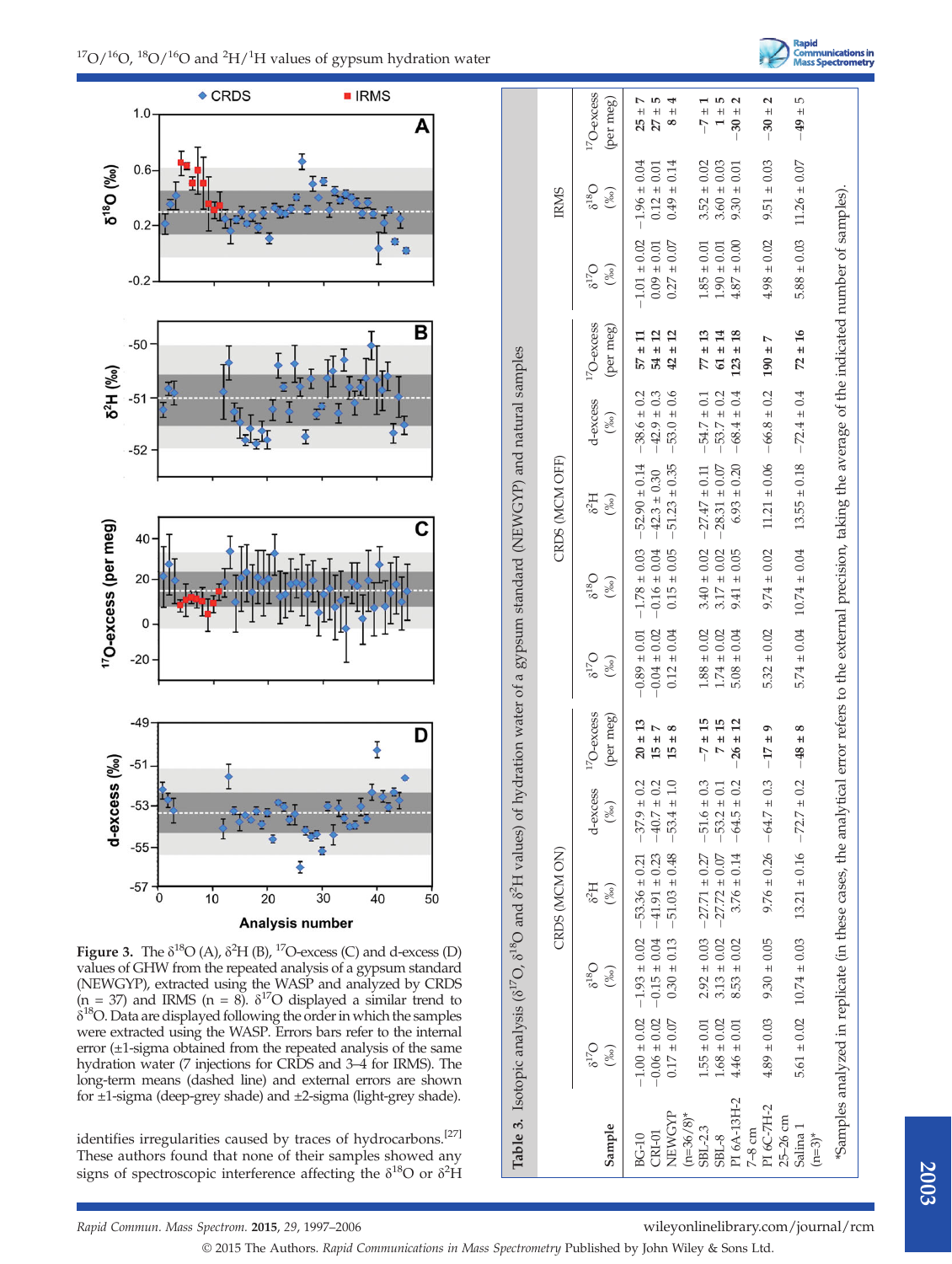Figure 3. The $\delta^{18}O$ (A), $\delta^{2}H$ (B), $^{17}O$-excess (C) and d-excess (D) values of GHW from the repeated analysis of a gypsum standard (NEWGYP), extracted using the WASP and analyzed by CRDS (n = 37) and IRMS (n = 8). $\delta^{17}O$ displayed a similar trend to $\delta^{18}O$. Data are displayed following the order in which the samples were extracted using the WASP. Errors bars refer to the internal error (±1-sigma obtained from the repeated analysis of the same hydration water (7 injections for CRDS and 3–4 for IRMS). The long-term means (dashed line) and external errors are shown for ±1-sigma (deep-grey shade) and ±2-sigma (light-grey shade).

identifies irregularities caused by traces of hydrocarbons.[27] These authors found that none of their samples showed any signs of spectroscopic interference affecting the $\delta^{18}O$ or $\delta^{2}H$

**Table 3.** Isotopic analysis ($\delta^{17}O$, $\delta^{18}O$ and $\delta^{2}H$ values) of hydration water of a gypsum standard (NEWGYP) and natural samples

| Sample | CRDS (MCM ON) | | | | | CRDS (MCM OFF) | | | | | IRMS | | |
|---|---|---|---|---|---|---|---|---|---|---|---|---|---|
| | $\delta^{17}O$ (‰) | $\delta^{18}O$ (‰) | $\delta^{2}H$ (‰) | d-excess (‰) | $^{17}O$-excess (per meg) | $\delta^{17}O$ (‰) | $\delta^{18}O$ (‰) | $\delta^{2}H$ (‰) | d-excess (‰) | $^{17}O$-excess (per meg) | $\delta^{17}O$ (‰) | $\delta^{18}O$ (‰) | $^{17}O$-excess (per meg) |
| BG-10 | −1.00 ± 0.02 | −1.93 ± 0.02 | −53.36 ± 0.21 | −37.9 ± 0.2 | **20 ± 13** | −0.89 ± 0.01 | −1.78 ± 0.03 | −52.90 ± 0.14 | −38.6 ± 0.2 | **57 ± 11** | −1.01 ± 0.02 | −1.96 ± 0.04 | **25 ± 7** |
| CRI-01 | −0.06 ± 0.02 | −0.15 ± 0.04 | −41.91 ± 0.23 | −40.7 ± 0.2 | **15 ± 7** | −0.04 ± 0.02 | −0.16 ± 0.04 | −42.3 ± 0.30 | −42.9 ± 0.3 | **54 ± 12** | 0.09 ± 0.01 | 0.12 ± 0.01 | **27 ± 5** |
| NEWGYP (n=36/8)* | 0.17 ± 0.07 | 0.30 ± 0.13 | −51.03 ± 0.48 | −53.4 ± 1.0 | **15 ± 8** | 0.12 ± 0.04 | 0.15 ± 0.05 | −51.23 ± 0.35 | −53.0 ± 0.6 | **42 ± 12** | 0.27 ± 0.07 | 0.49 ± 0.14 | **8 ± 4** |
| SBL-2.3 | 1.55 ± 0.01 | 2.92 ± 0.03 | −27.71 ± 0.27 | −51.6 ± 0.3 | **−7 ± 15** | 1.88 ± 0.02 | 3.40 ± 0.02 | −27.47 ± 0.11 | −54.7 ± 0.1 | **77 ± 13** | 1.85 ± 0.01 | 3.52 ± 0.02 | **−7 ± 1** |
| SBL-8 | 1.68 ± 0.02 | 3.13 ± 0.02 | −27.72 ± 0.07 | −53.2 ± 0.1 | **7 ± 15** | 1.74 ± 0.02 | 3.17 ± 0.02 | −28.31 ± 0.07 | −53.7 ± 0.2 | **61 ± 14** | 1.90 ± 0.01 | 3.60 ± 0.03 | **1 ± 5** |
| PI 6A-13H-2 7–8 cm | 4.46 ± 0.01 | 8.53 ± 0.02 | 3.76 ± 0.14 | −64.5 ± 0.2 | **−26 ± 12** | 5.08 ± 0.04 | 9.41 ± 0.05 | 6.93 ± 0.20 | −68.4 ± 0.4 | **123 ± 18** | 4.87 ± 0.00 | 9.30 ± 0.01 | **−30 ± 2** |
| PI 6C-7H-2 25–26 cm | 4.89 ± 0.03 | 9.30 ± 0.05 | 9.76 ± 0.26 | −64.7 ± 0.3 | **−17 ± 9** | 5.32 ± 0.02 | 9.74 ± 0.02 | 11.21 ± 0.06 | −66.8 ± 0.2 | **190 ± 7** | 4.98 ± 0.02 | 9.51 ± 0.03 | **−30 ± 2** |
| Salina 1 (n=3)* | 5.61 ± 0.02 | 10.74 ± 0.03 | 13.21 ± 0.16 | −72.7 ± 0.2 | **−48 ± 8** | 5.74 ± 0.04 | 10.74 ± 0.04 | 13.55 ± 0.18 | −72.4 ± 0.4 | **72 ± 16** | 5.88 ± 0.03 | 11.26 ± 0.07 | **−49 ± 5** |

*Samples analyzed in replicate (in these cases, the analytical error refers to the external precision, taking the average of the indicated number of samples).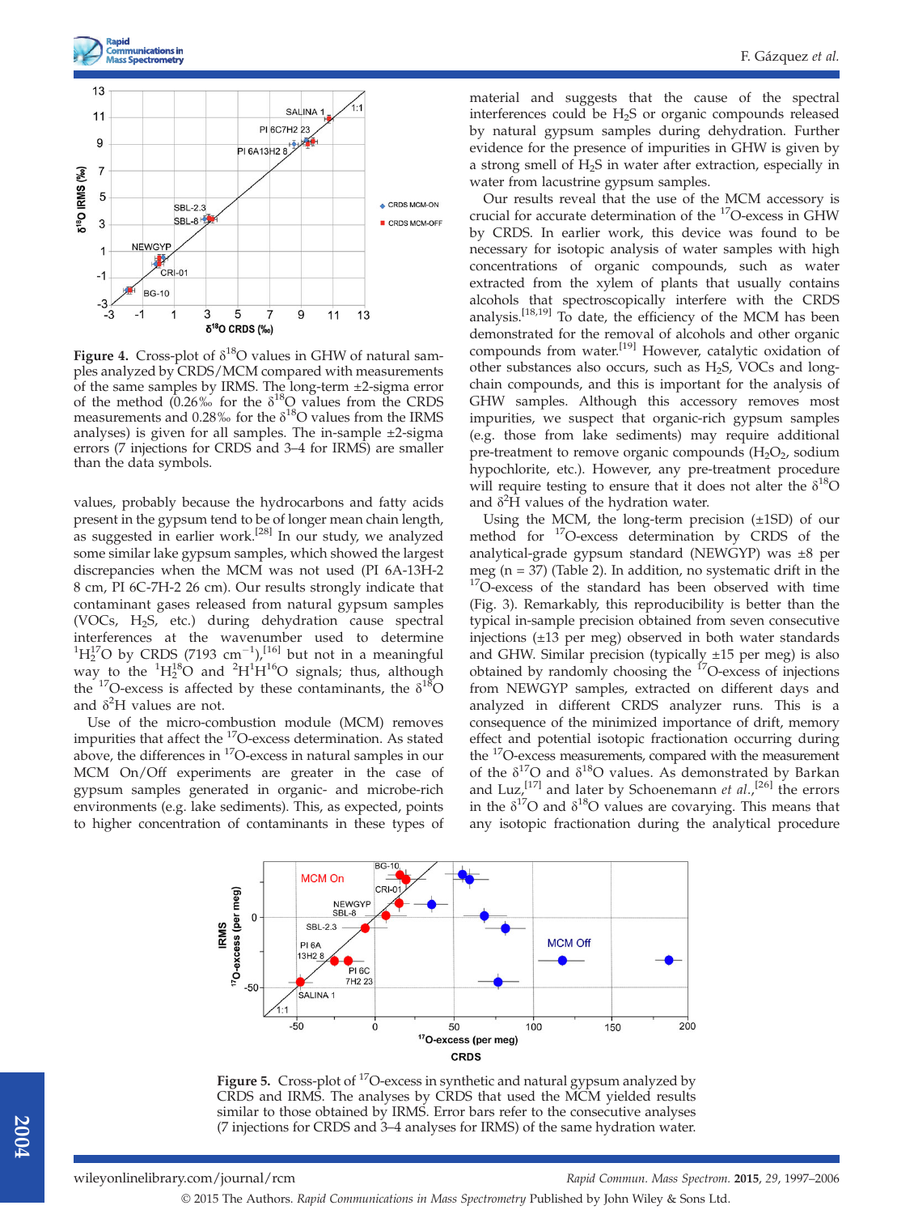Figure 4. Cross-plot of $\delta^{18}O$ values in GHW of natural samples analyzed by CRDS/MCM compared with measurements of the same samples by IRMS. The long-term ±2-sigma error of the method (0.26‰ for the $\delta^{18}O$ values from the CRDS measurements and 0.28‰ for the $\delta^{18}O$ values from the IRMS analyses) is given for all samples. The in-sample ±2-sigma errors (7 injections for CRDS and 3–4 for IRMS) are smaller than the data symbols.

values, probably because the hydrocarbons and fatty acids present in the gypsum tend to be of longer mean chain length, as suggested in earlier work.[28] In our study, we analyzed some similar lake gypsum samples, which showed the largest discrepancies when the MCM was not used (PI 6A-13H-2 8 cm, PI 6C-7H-2 26 cm). Our results strongly indicate that contaminant gases released from natural gypsum samples (VOCs, $H_2S$, etc.) during dehydration cause spectral interferences at the wavenumber used to determine $^1H_2^{17}O$ by CRDS (7193 $cm^{-1}$),[16] but not in a meaningful way to the $^1H_2^{18}O$ and $^2H^1H^{16}O$ signals; thus, although the $^{17}O$-excess is affected by these contaminants, the $\delta^{18}O$ and $\delta^2H$ values are not.

Use of the micro-combustion module (MCM) removes impurities that affect the $^{17}O$-excess determination. As stated above, the differences in $^{17}O$-excess in natural samples in our MCM On/Off experiments are greater in the case of gypsum samples generated in organic- and microbe-rich environments (e.g. lake sediments). This, as expected, points to higher concentration of contaminants in these types of material and suggests that the cause of the spectral interferences could be $H_2S$ or organic compounds released by natural gypsum samples during dehydration. Further evidence for the presence of impurities in GHW is given by a strong smell of $H_2S$ in water after extraction, especially in water from lacustrine gypsum samples.

Our results reveal that the use of the MCM accessory is crucial for accurate determination of the $^{17}O$-excess in GHW by CRDS. In earlier work, this device was found to be necessary for isotopic analysis of water samples with high concentrations of organic compounds, such as water extracted from the xylem of plants that usually contains alcohols that spectroscopically interfere with the CRDS analysis.[18,19] To date, the efficiency of the MCM has been demonstrated for the removal of alcohols and other organic compounds from water.[19] However, catalytic oxidation of other substances also occurs, such as $H_2S$, VOCs and long-chain compounds, and this is important for the analysis of GHW samples. Although this accessory removes most impurities, we suspect that organic-rich gypsum samples (e.g. those from lake sediments) may require additional pre-treatment to remove organic compounds ($H_2O_2$, sodium hypochlorite, etc.). However, any pre-treatment procedure will require testing to ensure that it does not alter the $\delta^{18}O$ and $\delta^2H$ values of the hydration water.

Using the MCM, the long-term precision (±1SD) of our method for $^{17}O$-excess determination by CRDS of the analytical-grade gypsum standard (NEWGYP) was ±8 per meg (n = 37) (Table 2). In addition, no systematic drift in the $^{17}O$-excess of the standard has been observed with time (Fig. 3). Remarkably, this reproducibility is better than the typical in-sample precision obtained from seven consecutive injections (±13 per meg) observed in both water standards and GHW. Similar precision (typically ±15 per meg) is also obtained by randomly choosing the $^{17}O$-excess of injections from NEWGYP samples, extracted on different days and analyzed in different CRDS analyzer runs. This is a consequence of the minimized importance of drift, memory effect and potential isotopic fractionation occurring during the $^{17}O$-excess measurements, compared with the measurement of the $\delta^{17}O$ and $\delta^{18}O$ values. As demonstrated by Barkan and Luz,[17] and later by Schoenemann *et al.*,[26] the errors in the $\delta^{17}O$ and $\delta^{18}O$ values are covarying. This means that any isotopic fractionation during the analytical procedure

Figure 5. Cross-plot of $^{17}O$-excess in synthetic and natural gypsum analyzed by CRDS and IRMS. The analyses by CRDS that used the MCM yielded results similar to those obtained by IRMS. Error bars refer to the consecutive analyses (7 injections for CRDS and 3–4 analyses for IRMS) of the same hydration water.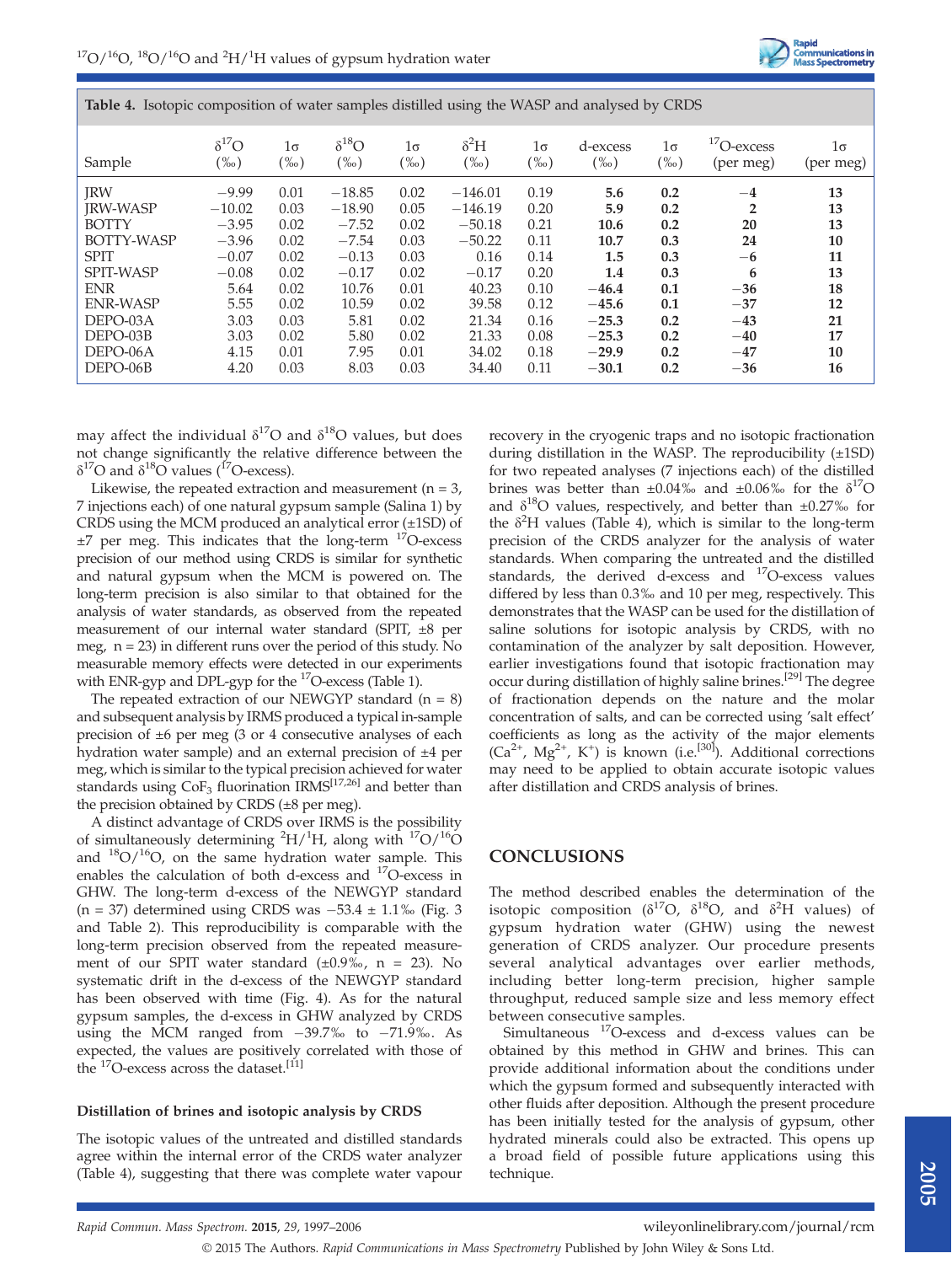**Table 4.** Isotopic composition of water samples distilled using the WASP and analysed by CRDS

| Sample | $\delta^{17}O$ (‰) | 1σ (‰) | $\delta^{18}O$ (‰) | 1σ (‰) | $\delta^{2}H$ (‰) | 1σ (‰) | d-excess (‰) | 1σ (‰) | $^{17}O$-excess (per meg) | 1σ (per meg) |
|---|---|---|---|---|---|---|---|---|---|---|
| JRW | −9.99 | 0.01 | −18.85 | 0.02 | −146.01 | 0.19 | **5.6** | **0.2** | **−4** | **13** |
| JRW-WASP | −10.02 | 0.03 | −18.90 | 0.05 | −146.19 | 0.20 | **5.9** | **0.2** | **2** | **13** |
| BOTTY | −3.95 | 0.02 | −7.52 | 0.02 | −50.18 | 0.21 | **10.6** | **0.2** | **20** | **13** |
| BOTTY-WASP | −3.96 | 0.02 | −7.54 | 0.03 | −50.22 | 0.11 | **10.7** | **0.3** | **24** | **10** |
| SPIT | −0.07 | 0.02 | −0.13 | 0.03 | 0.16 | 0.14 | **1.5** | **0.3** | **−6** | **11** |
| SPIT-WASP | −0.08 | 0.02 | −0.17 | 0.02 | −0.17 | 0.20 | **1.4** | **0.3** | **6** | **13** |
| ENR | 5.64 | 0.02 | 10.76 | 0.01 | 40.23 | 0.10 | **−46.4** | **0.1** | **−36** | **18** |
| ENR-WASP | 5.55 | 0.02 | 10.59 | 0.02 | 39.58 | 0.12 | **−45.6** | **0.1** | **−37** | **12** |
| DEPO-03A | 3.03 | 0.03 | 5.81 | 0.02 | 21.34 | 0.16 | **−25.3** | **0.2** | **−43** | **21** |
| DEPO-03B | 3.03 | 0.02 | 5.80 | 0.02 | 21.33 | 0.08 | **−25.3** | **0.2** | **−40** | **17** |
| DEPO-06A | 4.15 | 0.01 | 7.95 | 0.01 | 34.02 | 0.18 | **−29.9** | **0.2** | **−47** | **10** |
| DEPO-06B | 4.20 | 0.03 | 8.03 | 0.03 | 34.40 | 0.11 | **−30.1** | **0.2** | **−36** | **16** |

may affect the individual $\delta^{17}O$ and $\delta^{18}O$ values, but does not change significantly the relative difference between the $\delta^{17}O$ and $\delta^{18}O$ values ($^{17}O$-excess).

Likewise, the repeated extraction and measurement (n = 3, 7 injections each) of one natural gypsum sample (Salina 1) by CRDS using the MCM produced an analytical error (±1SD) of ±7 per meg. This indicates that the long-term $^{17}O$-excess precision of our method using CRDS is similar for synthetic and natural gypsum when the MCM is powered on. The long-term precision is also similar to that obtained for the analysis of water standards, as observed from the repeated measurement of our internal water standard (SPIT, ±8 per meg, n = 23) in different runs over the period of this study. No measurable memory effects were detected in our experiments with ENR-gyp and DPL-gyp for the $^{17}O$-excess (Table 1).

The repeated extraction of our NEWGYP standard (n = 8) and subsequent analysis by IRMS produced a typical in-sample precision of ±6 per meg (3 or 4 consecutive analyses of each hydration water sample) and an external precision of ±4 per meg, which is similar to the typical precision achieved for water standards using $CoF_3$ fluorination IRMS[17,26] and better than the precision obtained by CRDS (±8 per meg).

A distinct advantage of CRDS over IRMS is the possibility of simultaneously determining $^{2}H/^{1}H$, along with $^{17}O/^{16}O$ and $^{18}O/^{16}O$, on the same hydration water sample. This enables the calculation of both d-excess and $^{17}O$-excess in GHW. The long-term d-excess of the NEWGYP standard (n = 37) determined using CRDS was −53.4 ± 1.1‰ (Fig. 3 and Table 2). This reproducibility is comparable with the long-term precision observed from the repeated measurement of our SPIT water standard (±0.9‰, n = 23). No systematic drift in the d-excess of the NEWGYP standard has been observed with time (Fig. 4). As for the natural gypsum samples, the d-excess in GHW analyzed by CRDS using the MCM ranged from −39.7‰ to −71.9‰. As expected, the values are positively correlated with those of the $^{17}O$-excess across the dataset.[11]

### Distillation of brines and isotopic analysis by CRDS

The isotopic values of the untreated and distilled standards agree within the internal error of the CRDS water analyzer (Table 4), suggesting that there was complete water vapour recovery in the cryogenic traps and no isotopic fractionation during distillation in the WASP. The reproducibility (±1SD) for two repeated analyses (7 injections each) of the distilled brines was better than ±0.04‰ and ±0.06‰ for the $\delta^{17}O$ and $\delta^{18}O$ values, respectively, and better than ±0.27‰ for the $\delta^{2}H$ values (Table 4), which is similar to the long-term precision of the CRDS analyzer for the analysis of water standards. When comparing the untreated and the distilled standards, the derived d-excess and $^{17}O$-excess values differed by less than 0.3‰ and 10 per meg, respectively. This demonstrates that the WASP can be used for the distillation of saline solutions for isotopic analysis by CRDS, with no contamination of the analyzer by salt deposition. However, earlier investigations found that isotopic fractionation may occur during distillation of highly saline brines.[29] The degree of fractionation depends on the nature and the molar concentration of salts, and can be corrected using 'salt effect' coefficients as long as the activity of the major elements ($Ca^{2+}$, $Mg^{2+}$, $K^{+}$) is known (i.e.[30]). Additional corrections may need to be applied to obtain accurate isotopic values after distillation and CRDS analysis of brines.

## CONCLUSIONS

The method described enables the determination of the isotopic composition ($\delta^{17}O$, $\delta^{18}O$, and $\delta^{2}H$ values) of gypsum hydration water (GHW) using the newest generation of CRDS analyzer. Our procedure presents several analytical advantages over earlier methods, including better long-term precision, higher sample throughput, reduced sample size and less memory effect between consecutive samples.

Simultaneous $^{17}O$-excess and d-excess values can be obtained by this method in GHW and brines. This can provide additional information about the conditions under which the gypsum formed and subsequently interacted with other fluids after deposition. Although the present procedure has been initially tested for the analysis of gypsum, other hydrated minerals could also be extracted. This opens up a broad field of possible future applications using this technique.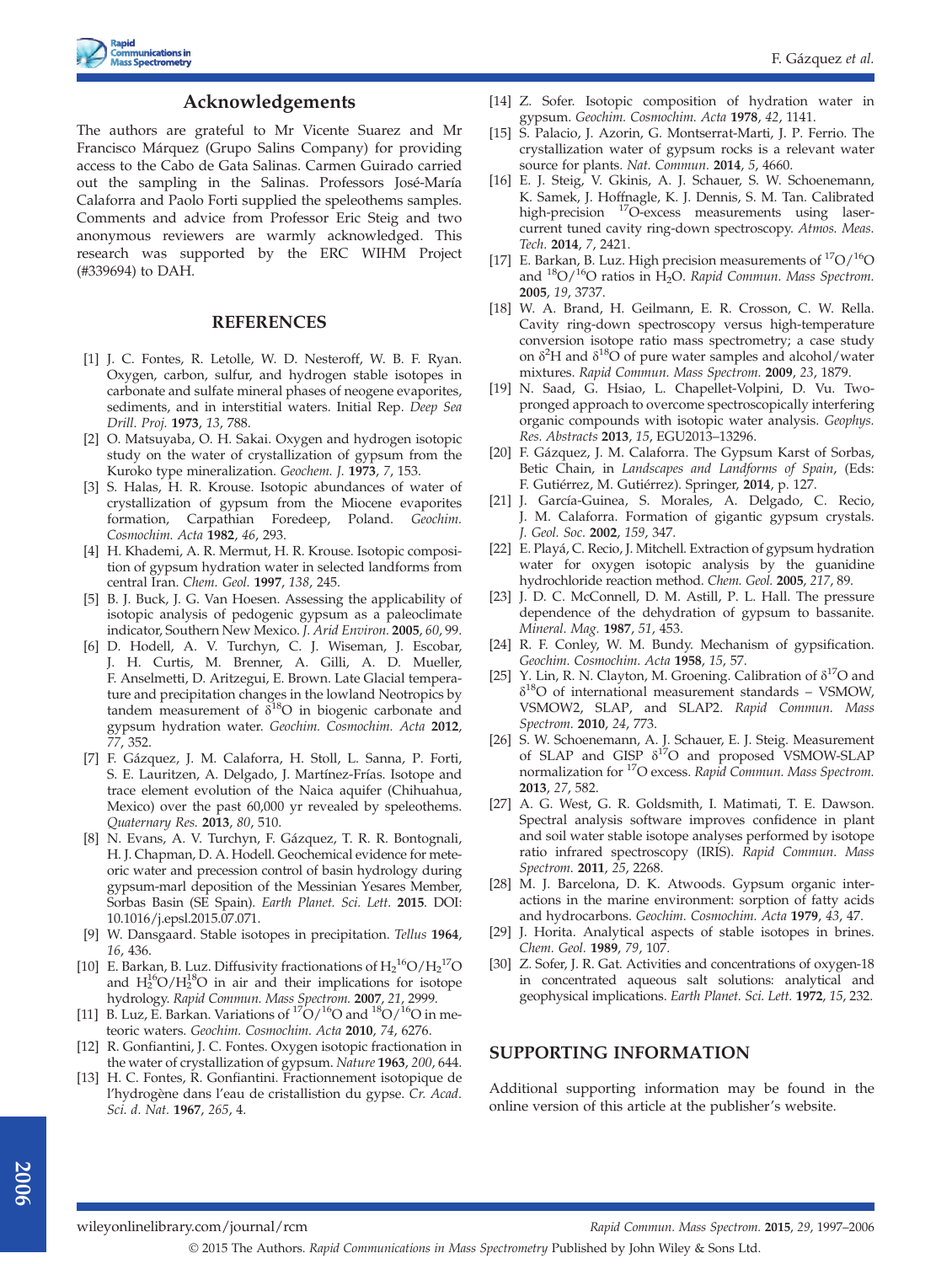## Acknowledgements

The authors are grateful to Mr Vicente Suarez and Mr Francisco Márquez (Grupo Salins Company) for providing access to the Cabo de Gata Salinas. Carmen Guirado carried out the sampling in the Salinas. Professors José-María Calaforra and Paolo Forti supplied the speleothems samples. Comments and advice from Professor Eric Steig and two anonymous reviewers are warmly acknowledged. This research was supported by the ERC WIHM Project (#339694) to DAH.

## REFERENCES

[1] J. C. Fontes, R. Letolle, W. D. Nesteroff, W. B. F. Ryan. Oxygen, carbon, sulfur, and hydrogen stable isotopes in carbonate and sulfate mineral phases of neogene evaporites, sediments, and in interstitial waters. Initial Rep. *Deep Sea Drill. Proj.* **1973**, *13*, 788.

[2] O. Matsuyaba, O. H. Sakai. Oxygen and hydrogen isotopic study on the water of crystallization of gypsum from the Kuroko type mineralization. *Geochem. J.* **1973**, *7*, 153.

[3] S. Halas, H. R. Krouse. Isotopic abundances of water of crystallization of gypsum from the Miocene evaporites formation, Carpathian Foredeep, Poland. *Geochim. Cosmochim. Acta* **1982**, *46*, 293.

[4] H. Khademi, A. R. Mermut, H. R. Krouse. Isotopic composition of gypsum hydration water in selected landforms from central Iran. *Chem. Geol.* **1997**, *138*, 245.

[5] B. J. Buck, J. G. Van Hoesen. Assessing the applicability of isotopic analysis of pedogenic gypsum as a paleoclimate indicator, Southern New Mexico. *J. Arid Environ.* **2005**, *60*, 99.

[6] D. Hodell, A. V. Turchyn, C. J. Wiseman, J. Escobar, J. H. Curtis, M. Brenner, A. Gilli, A. D. Mueller, F. Anselmetti, D. Aritzegui, E. Brown. Late Glacial temperature and precipitation changes in the lowland Neotropics by tandem measurement of $\delta^{18}O$ in biogenic carbonate and gypsum hydration water. *Geochim. Cosmochim. Acta* **2012**, *77*, 352.

[7] F. Gázquez, J. M. Calaforra, H. Stoll, L. Sanna, P. Forti, S. E. Lauritzen, A. Delgado, J. Martínez-Frías. Isotope and trace element evolution of the Naica aquifer (Chihuahua, Mexico) over the past 60,000 yr revealed by speleothems. *Quaternary Res.* **2013**, *80*, 510.

[8] N. Evans, A. V. Turchyn, F. Gázquez, T. R. R. Bontognali, H. J. Chapman, D. A. Hodell. Geochemical evidence for meteoric water and precession control of basin hydrology during gypsum-marl deposition of the Messinian Yesares Member, Sorbas Basin (SE Spain). *Earth Planet. Sci. Lett.* **2015**. DOI: 10.1016/j.epsl.2015.07.071.

[9] W. Dansgaard. Stable isotopes in precipitation. *Tellus* **1964**, *16*, 436.

[10] E. Barkan, B. Luz. Diffusivity fractionations of $H_2{}^{16}O/H_2{}^{17}O$ and $H_2^{16}O/H_2^{18}O$ in air and their implications for isotope hydrology. *Rapid Commun. Mass Spectrom.* **2007**, *21*, 2999.

[11] B. Luz, E. Barkan. Variations of $^{17}O/^{16}O$ and $^{18}O/^{16}O$ in meteoric waters. *Geochim. Cosmochim. Acta* **2010**, *74*, 6276.

[12] R. Gonfiantini, J. C. Fontes. Oxygen isotopic fractionation in the water of crystallization of gypsum. *Nature* **1963**, *200*, 644.

[13] H. C. Fontes, R. Gonfiantini. Fractionnement isotopique de l'hydrogène dans l'eau de cristallistion du gypse. *Cr. Acad. Sci. d. Nat.* **1967**, *265*, 4.

[14] Z. Sofer. Isotopic composition of hydration water in gypsum. *Geochim. Cosmochim. Acta* **1978**, *42*, 1141.

[15] S. Palacio, J. Azorin, G. Montserrat-Marti, J. P. Ferrio. The crystallization water of gypsum rocks is a relevant water source for plants. *Nat. Commun.* **2014**, *5*, 4660.

[16] E. J. Steig, V. Gkinis, A. J. Schauer, S. W. Schoenemann, K. Samek, J. Hoffnagle, K. J. Dennis, S. M. Tan. Calibrated high-precision $^{17}O$-excess measurements using laser-current tuned cavity ring-down spectroscopy. *Atmos. Meas. Tech.* **2014**, *7*, 2421.

[17] E. Barkan, B. Luz. High precision measurements of $^{17}O/^{16}O$ and $^{18}O/^{16}O$ ratios in $H_2O$. *Rapid Commun. Mass Spectrom.* **2005**, *19*, 3737.

[18] W. A. Brand, H. Geilmann, E. R. Crosson, C. W. Rella. Cavity ring-down spectroscopy versus high-temperature conversion isotope ratio mass spectrometry; a case study on $\delta^2H$ and $\delta^{18}O$ of pure water samples and alcohol/water mixtures. *Rapid Commun. Mass Spectrom.* **2009**, *23*, 1879.

[19] N. Saad, G. Hsiao, L. Chapellet-Volpini, D. Vu. Two-pronged approach to overcome spectroscopically interfering organic compounds with isotopic water analysis. *Geophys. Res. Abstracts* **2013**, *15*, EGU2013–13296.

[20] F. Gázquez, J. M. Calaforra. The Gypsum Karst of Sorbas, Betic Chain, in *Landscapes and Landforms of Spain*, (Eds: F. Gutiérrez, M. Gutiérrez). Springer, **2014**, p. 127.

[21] J. García-Guinea, S. Morales, A. Delgado, C. Recio, J. M. Calaforra. Formation of gigantic gypsum crystals. *J. Geol. Soc.* **2002**, *159*, 347.

[22] E. Playá, C. Recio, J. Mitchell. Extraction of gypsum hydration water for oxygen isotopic analysis by the guanidine hydrochloride reaction method. *Chem. Geol.* **2005**, *217*, 89.

[23] J. D. C. McConnell, D. M. Astill, P. L. Hall. The pressure dependence of the dehydration of gypsum to bassanite. *Mineral. Mag.* **1987**, *51*, 453.

[24] R. F. Conley, W. M. Bundy. Mechanism of gypsification. *Geochim. Cosmochim. Acta* **1958**, *15*, 57.

[25] Y. Lin, R. N. Clayton, M. Groening. Calibration of $\delta^{17}O$ and $\delta^{18}O$ of international measurement standards – VSMOW, VSMOW2, SLAP, and SLAP2. *Rapid Commun. Mass Spectrom.* **2010**, *24*, 773.

[26] S. W. Schoenemann, A. J. Schauer, E. J. Steig. Measurement of SLAP and GISP $\delta^{17}O$ and proposed VSMOW-SLAP normalization for $^{17}O$ excess. *Rapid Commun. Mass Spectrom.* **2013**, *27*, 582.

[27] A. G. West, G. R. Goldsmith, I. Matimati, T. E. Dawson. Spectral analysis software improves confidence in plant and soil water stable isotope analyses performed by isotope ratio infrared spectroscopy (IRIS). *Rapid Commun. Mass Spectrom.* **2011**, *25*, 2268.

[28] M. J. Barcelona, D. K. Atwoods. Gypsum organic interactions in the marine environment: sorption of fatty acids and hydrocarbons. *Geochim. Cosmochim. Acta* **1979**, *43*, 47.

[29] J. Horita. Analytical aspects of stable isotopes in brines. *Chem. Geol.* **1989**, *79*, 107.

[30] Z. Sofer, J. R. Gat. Activities and concentrations of oxygen-18 in concentrated aqueous salt solutions: analytical and geophysical implications. *Earth Planet. Sci. Lett.* **1972**, *15*, 232.

## SUPPORTING INFORMATION

Additional supporting information may be found in the online version of this article at the publisher's website.